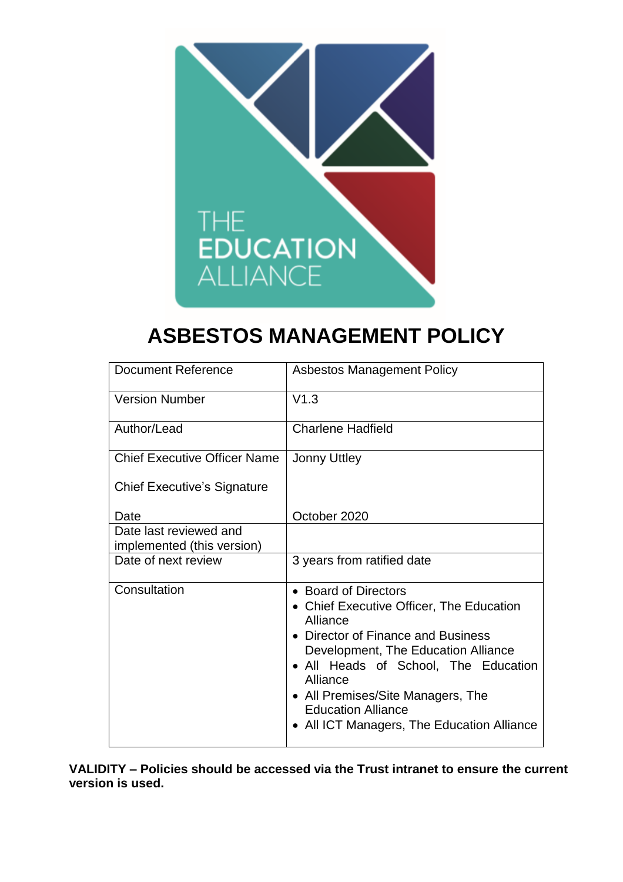THE EDUCATION ALLIANCE

# ASBESTOS MANAGEMENT POLICY

| | |
|---|---|
| Document Reference | Asbestos Management Policy |
| Version Number | V1.3 |
| Author/Lead | Charlene Hadfield |
| Chief Executive Officer Name<br><br>Chief Executive's Signature<br><br>Date | Jonny Uttley<br><br><br><br>October 2020 |
| Date last reviewed and implemented (this version) | |
| Date of next review | 3 years from ratified date |
| Consultation | • Board of Directors<br>• Chief Executive Officer, The Education Alliance<br>• Director of Finance and Business Development, The Education Alliance<br>• All Heads of School, The Education Alliance<br>• All Premises/Site Managers, The Education Alliance<br>• All ICT Managers, The Education Alliance |

**VALIDITY – Policies should be accessed via the Trust intranet to ensure the current version is used.**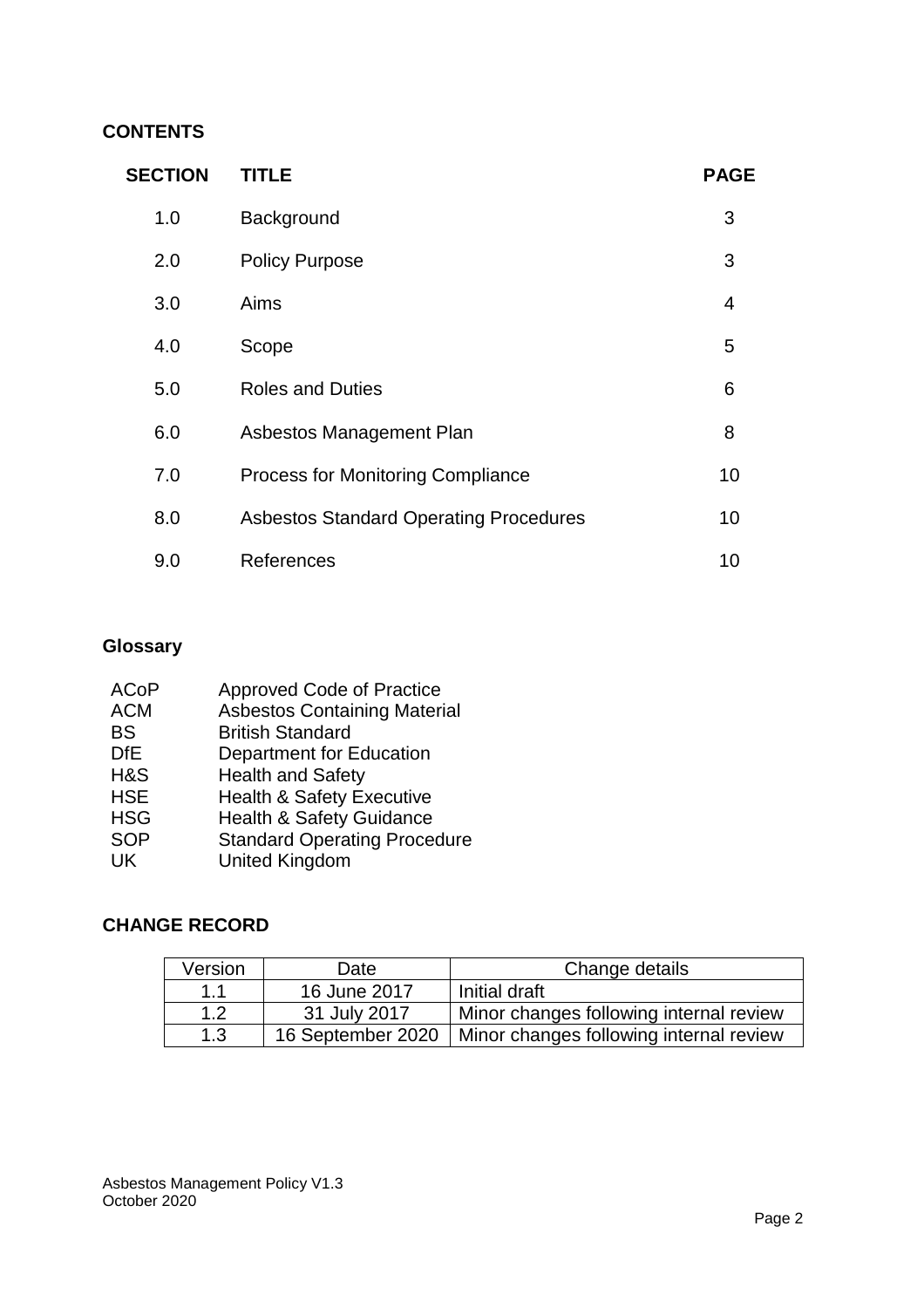## CONTENTS

| SECTION | TITLE | PAGE |
| --- | --- | --- |
| 1.0 | Background | 3 |
| 2.0 | Policy Purpose | 3 |
| 3.0 | Aims | 4 |
| 4.0 | Scope | 5 |
| 5.0 | Roles and Duties | 6 |
| 6.0 | Asbestos Management Plan | 8 |
| 7.0 | Process for Monitoring Compliance | 10 |
| 8.0 | Asbestos Standard Operating Procedures | 10 |
| 9.0 | References | 10 |

## Glossary

| | |
| --- | --- |
| ACoP | Approved Code of Practice |
| ACM | Asbestos Containing Material |
| BS | British Standard |
| DfE | Department for Education |
| H&S | Health and Safety |
| HSE | Health & Safety Executive |
| HSG | Health & Safety Guidance |
| SOP | Standard Operating Procedure |
| UK | United Kingdom |

## CHANGE RECORD

| Version | Date | Change details |
| --- | --- | --- |
| 1.1 | 16 June 2017 | Initial draft |
| 1.2 | 31 July 2017 | Minor changes following internal review |
| 1.3 | 16 September 2020 | Minor changes following internal review |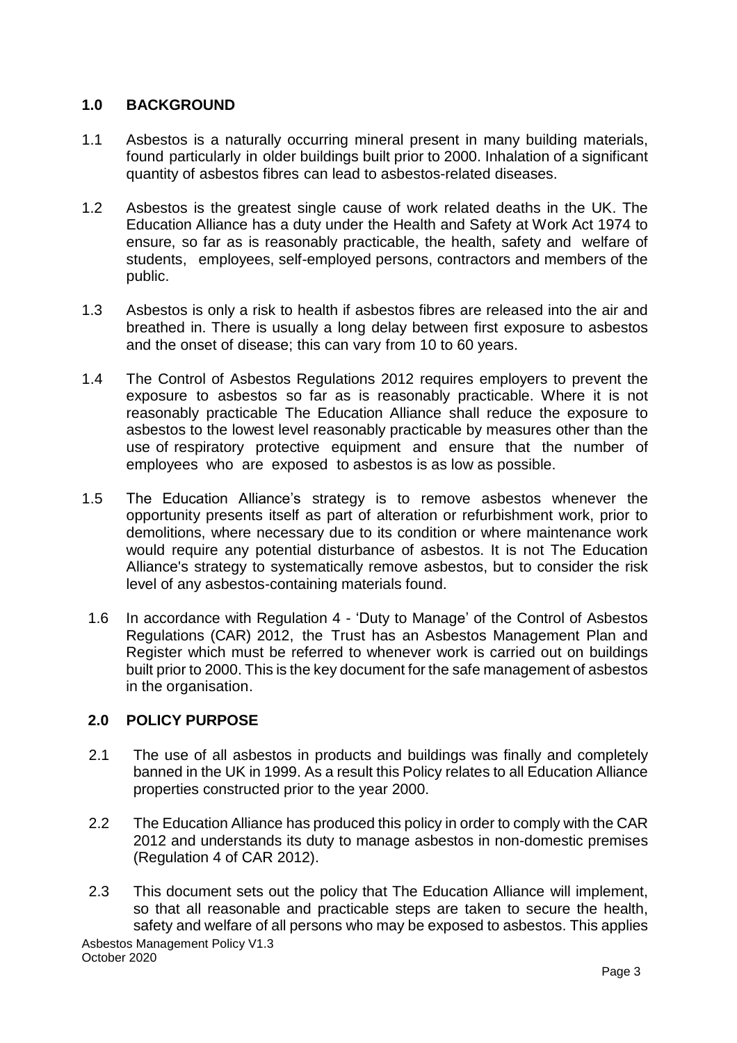## 1.0 BACKGROUND

1.1 Asbestos is a naturally occurring mineral present in many building materials, found particularly in older buildings built prior to 2000. Inhalation of a significant quantity of asbestos fibres can lead to asbestos-related diseases.

1.2 Asbestos is the greatest single cause of work related deaths in the UK. The Education Alliance has a duty under the Health and Safety at Work Act 1974 to ensure, so far as is reasonably practicable, the health, safety and welfare of students, employees, self-employed persons, contractors and members of the public.

1.3 Asbestos is only a risk to health if asbestos fibres are released into the air and breathed in. There is usually a long delay between first exposure to asbestos and the onset of disease; this can vary from 10 to 60 years.

1.4 The Control of Asbestos Regulations 2012 requires employers to prevent the exposure to asbestos so far as is reasonably practicable. Where it is not reasonably practicable The Education Alliance shall reduce the exposure to asbestos to the lowest level reasonably practicable by measures other than the use of respiratory protective equipment and ensure that the number of employees who are exposed to asbestos is as low as possible.

1.5 The Education Alliance's strategy is to remove asbestos whenever the opportunity presents itself as part of alteration or refurbishment work, prior to demolitions, where necessary due to its condition or where maintenance work would require any potential disturbance of asbestos. It is not The Education Alliance's strategy to systematically remove asbestos, but to consider the risk level of any asbestos-containing materials found.

1.6 In accordance with Regulation 4 - 'Duty to Manage' of the Control of Asbestos Regulations (CAR) 2012, the Trust has an Asbestos Management Plan and Register which must be referred to whenever work is carried out on buildings built prior to 2000. This is the key document for the safe management of asbestos in the organisation.

## 2.0 POLICY PURPOSE

2.1 The use of all asbestos in products and buildings was finally and completely banned in the UK in 1999. As a result this Policy relates to all Education Alliance properties constructed prior to the year 2000.

2.2 The Education Alliance has produced this policy in order to comply with the CAR 2012 and understands its duty to manage asbestos in non-domestic premises (Regulation 4 of CAR 2012).

2.3 This document sets out the policy that The Education Alliance will implement, so that all reasonable and practicable steps are taken to secure the health, safety and welfare of all persons who may be exposed to asbestos. This applies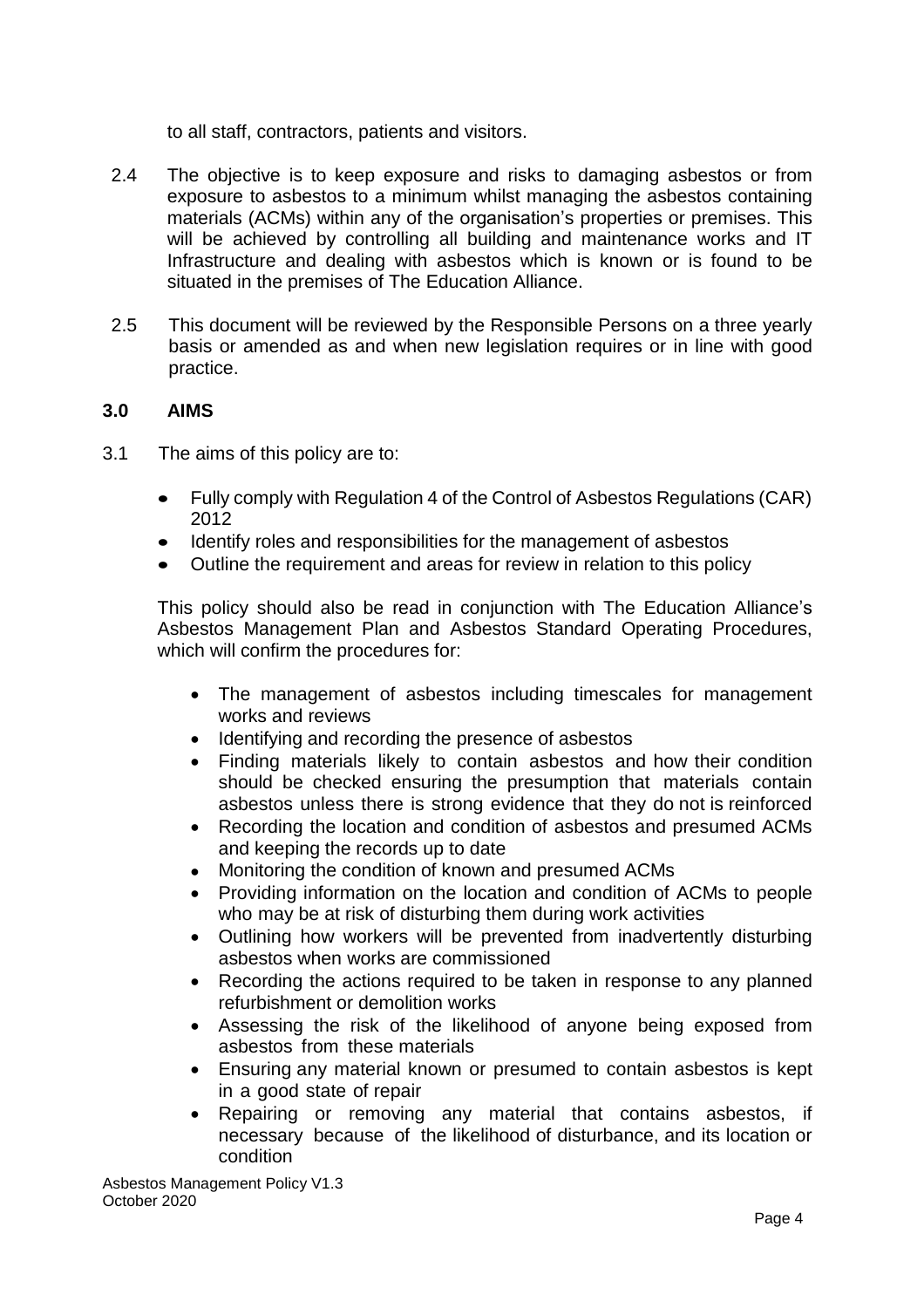to all staff, contractors, patients and visitors.

2.4 The objective is to keep exposure and risks to damaging asbestos or from exposure to asbestos to a minimum whilst managing the asbestos containing materials (ACMs) within any of the organisation's properties or premises. This will be achieved by controlling all building and maintenance works and IT Infrastructure and dealing with asbestos which is known or is found to be situated in the premises of The Education Alliance.

2.5 This document will be reviewed by the Responsible Persons on a three yearly basis or amended as and when new legislation requires or in line with good practice.

## 3.0 AIMS

3.1 The aims of this policy are to:

- Fully comply with Regulation 4 of the Control of Asbestos Regulations (CAR) 2012
- Identify roles and responsibilities for the management of asbestos
- Outline the requirement and areas for review in relation to this policy

This policy should also be read in conjunction with The Education Alliance's Asbestos Management Plan and Asbestos Standard Operating Procedures, which will confirm the procedures for:

- The management of asbestos including timescales for management works and reviews
- Identifying and recording the presence of asbestos
- Finding materials likely to contain asbestos and how their condition should be checked ensuring the presumption that materials contain asbestos unless there is strong evidence that they do not is reinforced
- Recording the location and condition of asbestos and presumed ACMs and keeping the records up to date
- Monitoring the condition of known and presumed ACMs
- Providing information on the location and condition of ACMs to people who may be at risk of disturbing them during work activities
- Outlining how workers will be prevented from inadvertently disturbing asbestos when works are commissioned
- Recording the actions required to be taken in response to any planned refurbishment or demolition works
- Assessing the risk of the likelihood of anyone being exposed from asbestos from these materials
- Ensuring any material known or presumed to contain asbestos is kept in a good state of repair
- Repairing or removing any material that contains asbestos, if necessary because of the likelihood of disturbance, and its location or condition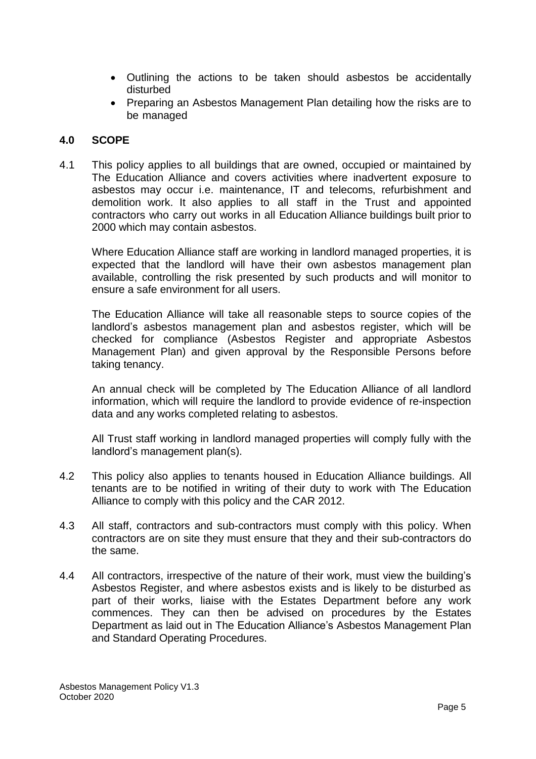- Outlining the actions to be taken should asbestos be accidentally disturbed
- Preparing an Asbestos Management Plan detailing how the risks are to be managed

## 4.0 SCOPE

4.1 This policy applies to all buildings that are owned, occupied or maintained by The Education Alliance and covers activities where inadvertent exposure to asbestos may occur i.e. maintenance, IT and telecoms, refurbishment and demolition work. It also applies to all staff in the Trust and appointed contractors who carry out works in all Education Alliance buildings built prior to 2000 which may contain asbestos.

Where Education Alliance staff are working in landlord managed properties, it is expected that the landlord will have their own asbestos management plan available, controlling the risk presented by such products and will monitor to ensure a safe environment for all users.

The Education Alliance will take all reasonable steps to source copies of the landlord's asbestos management plan and asbestos register, which will be checked for compliance (Asbestos Register and appropriate Asbestos Management Plan) and given approval by the Responsible Persons before taking tenancy.

An annual check will be completed by The Education Alliance of all landlord information, which will require the landlord to provide evidence of re-inspection data and any works completed relating to asbestos.

All Trust staff working in landlord managed properties will comply fully with the landlord's management plan(s).

4.2 This policy also applies to tenants housed in Education Alliance buildings. All tenants are to be notified in writing of their duty to work with The Education Alliance to comply with this policy and the CAR 2012.

4.3 All staff, contractors and sub-contractors must comply with this policy. When contractors are on site they must ensure that they and their sub-contractors do the same.

4.4 All contractors, irrespective of the nature of their work, must view the building's Asbestos Register, and where asbestos exists and is likely to be disturbed as part of their works, liaise with the Estates Department before any work commences. They can then be advised on procedures by the Estates Department as laid out in The Education Alliance's Asbestos Management Plan and Standard Operating Procedures.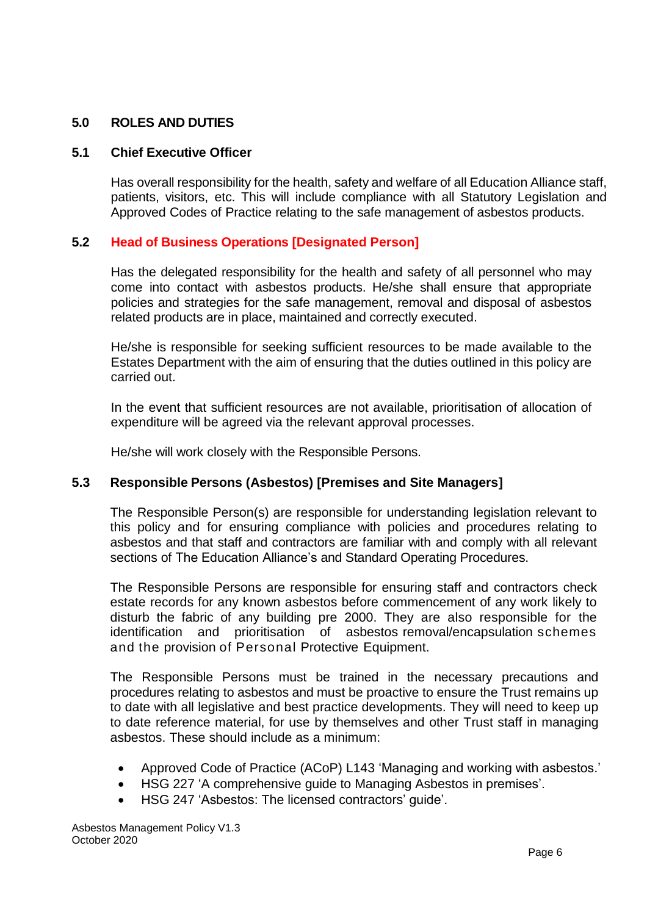## 5.0 ROLES AND DUTIES

### 5.1 Chief Executive Officer

Has overall responsibility for the health, safety and welfare of all Education Alliance staff, patients, visitors, etc. This will include compliance with all Statutory Legislation and Approved Codes of Practice relating to the safe management of asbestos products.

### 5.2 Head of Business Operations [Designated Person]

Has the delegated responsibility for the health and safety of all personnel who may come into contact with asbestos products. He/she shall ensure that appropriate policies and strategies for the safe management, removal and disposal of asbestos related products are in place, maintained and correctly executed.

He/she is responsible for seeking sufficient resources to be made available to the Estates Department with the aim of ensuring that the duties outlined in this policy are carried out.

In the event that sufficient resources are not available, prioritisation of allocation of expenditure will be agreed via the relevant approval processes.

He/she will work closely with the Responsible Persons.

### 5.3 Responsible Persons (Asbestos) [Premises and Site Managers]

The Responsible Person(s) are responsible for understanding legislation relevant to this policy and for ensuring compliance with policies and procedures relating to asbestos and that staff and contractors are familiar with and comply with all relevant sections of The Education Alliance's and Standard Operating Procedures.

The Responsible Persons are responsible for ensuring staff and contractors check estate records for any known asbestos before commencement of any work likely to disturb the fabric of any building pre 2000. They are also responsible for the identification and prioritisation of asbestos removal/encapsulation schemes and the provision of Personal Protective Equipment.

The Responsible Persons must be trained in the necessary precautions and procedures relating to asbestos and must be proactive to ensure the Trust remains up to date with all legislative and best practice developments. They will need to keep up to date reference material, for use by themselves and other Trust staff in managing asbestos. These should include as a minimum:

- Approved Code of Practice (ACoP) L143 'Managing and working with asbestos.'
- HSG 227 'A comprehensive guide to Managing Asbestos in premises'.
- HSG 247 'Asbestos: The licensed contractors' guide'.

Asbestos Management Policy V1.3
October 2020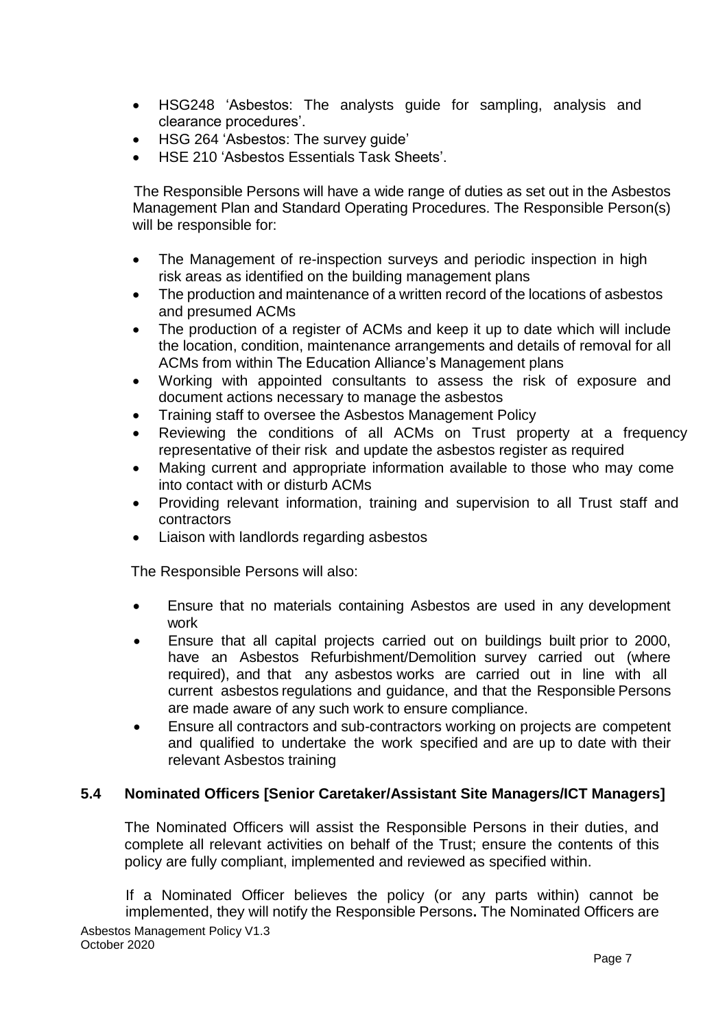- HSG248 'Asbestos: The analysts guide for sampling, analysis and clearance procedures'.
- HSG 264 'Asbestos: The survey guide'
- HSE 210 'Asbestos Essentials Task Sheets'.

The Responsible Persons will have a wide range of duties as set out in the Asbestos Management Plan and Standard Operating Procedures. The Responsible Person(s) will be responsible for:

- The Management of re-inspection surveys and periodic inspection in high risk areas as identified on the building management plans
- The production and maintenance of a written record of the locations of asbestos and presumed ACMs
- The production of a register of ACMs and keep it up to date which will include the location, condition, maintenance arrangements and details of removal for all ACMs from within The Education Alliance's Management plans
- Working with appointed consultants to assess the risk of exposure and document actions necessary to manage the asbestos
- Training staff to oversee the Asbestos Management Policy
- Reviewing the conditions of all ACMs on Trust property at a frequency representative of their risk and update the asbestos register as required
- Making current and appropriate information available to those who may come into contact with or disturb ACMs
- Providing relevant information, training and supervision to all Trust staff and contractors
- Liaison with landlords regarding asbestos

The Responsible Persons will also:

- Ensure that no materials containing Asbestos are used in any development work
- Ensure that all capital projects carried out on buildings built prior to 2000, have an Asbestos Refurbishment/Demolition survey carried out (where required), and that any asbestos works are carried out in line with all current asbestos regulations and guidance, and that the Responsible Persons are made aware of any such work to ensure compliance.
- Ensure all contractors and sub-contractors working on projects are competent and qualified to undertake the work specified and are up to date with their relevant Asbestos training

### 5.4 Nominated Officers [Senior Caretaker/Assistant Site Managers/ICT Managers]

The Nominated Officers will assist the Responsible Persons in their duties, and complete all relevant activities on behalf of the Trust; ensure the contents of this policy are fully compliant, implemented and reviewed as specified within.

If a Nominated Officer believes the policy (or any parts within) cannot be implemented, they will notify the Responsible Persons**.** The Nominated Officers are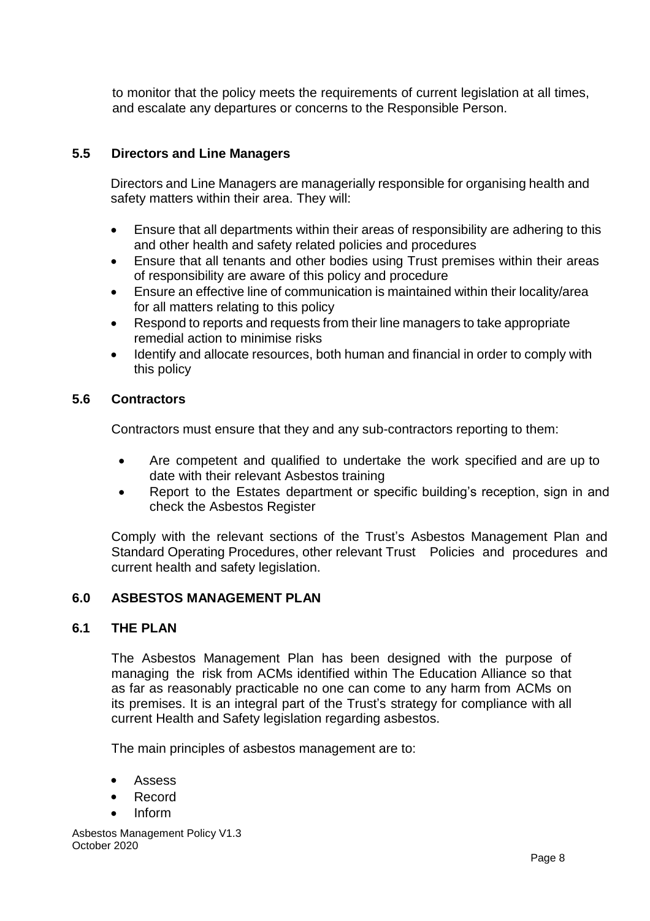to monitor that the policy meets the requirements of current legislation at all times, and escalate any departures or concerns to the Responsible Person.

### 5.5 Directors and Line Managers

Directors and Line Managers are managerially responsible for organising health and safety matters within their area. They will:

- Ensure that all departments within their areas of responsibility are adhering to this and other health and safety related policies and procedures
- Ensure that all tenants and other bodies using Trust premises within their areas of responsibility are aware of this policy and procedure
- Ensure an effective line of communication is maintained within their locality/area for all matters relating to this policy
- Respond to reports and requests from their line managers to take appropriate remedial action to minimise risks
- Identify and allocate resources, both human and financial in order to comply with this policy

### 5.6 Contractors

Contractors must ensure that they and any sub-contractors reporting to them:

- Are competent and qualified to undertake the work specified and are up to date with their relevant Asbestos training
- Report to the Estates department or specific building's reception, sign in and check the Asbestos Register

Comply with the relevant sections of the Trust's Asbestos Management Plan and Standard Operating Procedures, other relevant Trust Policies and procedures and current health and safety legislation.

## 6.0 ASBESTOS MANAGEMENT PLAN

### 6.1 THE PLAN

The Asbestos Management Plan has been designed with the purpose of managing the risk from ACMs identified within The Education Alliance so that as far as reasonably practicable no one can come to any harm from ACMs on its premises. It is an integral part of the Trust's strategy for compliance with all current Health and Safety legislation regarding asbestos.

The main principles of asbestos management are to:

- Assess
- Record
- Inform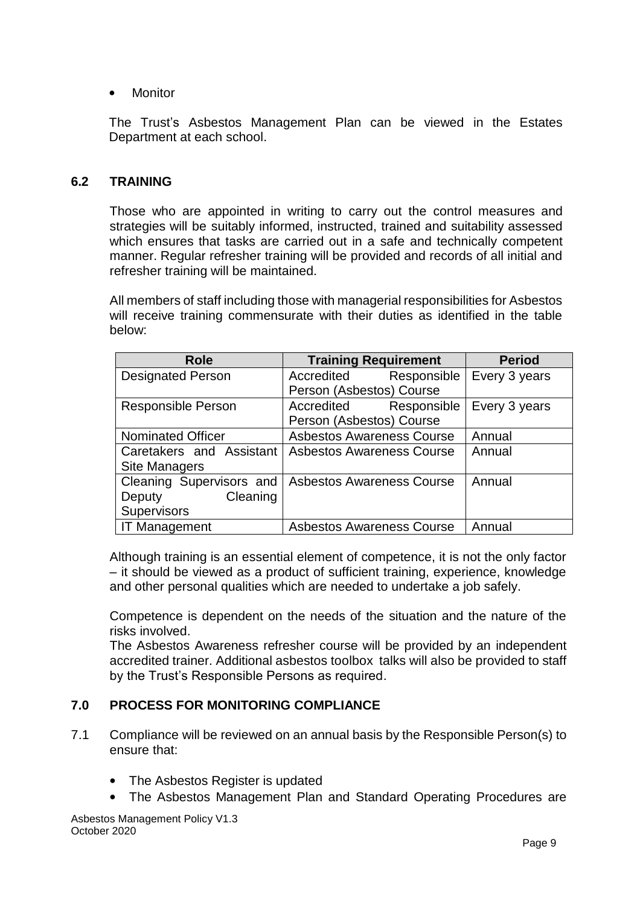- Monitor

The Trust's Asbestos Management Plan can be viewed in the Estates Department at each school.

### 6.2 TRAINING

Those who are appointed in writing to carry out the control measures and strategies will be suitably informed, instructed, trained and suitability assessed which ensures that tasks are carried out in a safe and technically competent manner. Regular refresher training will be provided and records of all initial and refresher training will be maintained.

All members of staff including those with managerial responsibilities for Asbestos will receive training commensurate with their duties as identified in the table below:

| Role | Training Requirement | Period |
|---|---|---|
| Designated Person | Accredited Responsible Person (Asbestos) Course | Every 3 years |
| Responsible Person | Accredited Responsible Person (Asbestos) Course | Every 3 years |
| Nominated Officer | Asbestos Awareness Course | Annual |
| Caretakers and Assistant Site Managers | Asbestos Awareness Course | Annual |
| Cleaning Supervisors and Deputy Cleaning Supervisors | Asbestos Awareness Course | Annual |
| IT Management | Asbestos Awareness Course | Annual |

Although training is an essential element of competence, it is not the only factor – it should be viewed as a product of sufficient training, experience, knowledge and other personal qualities which are needed to undertake a job safely.

Competence is dependent on the needs of the situation and the nature of the risks involved.
The Asbestos Awareness refresher course will be provided by an independent accredited trainer. Additional asbestos toolbox talks will also be provided to staff by the Trust's Responsible Persons as required.

## 7.0 PROCESS FOR MONITORING COMPLIANCE

7.1 Compliance will be reviewed on an annual basis by the Responsible Person(s) to ensure that:

- The Asbestos Register is updated
- The Asbestos Management Plan and Standard Operating Procedures are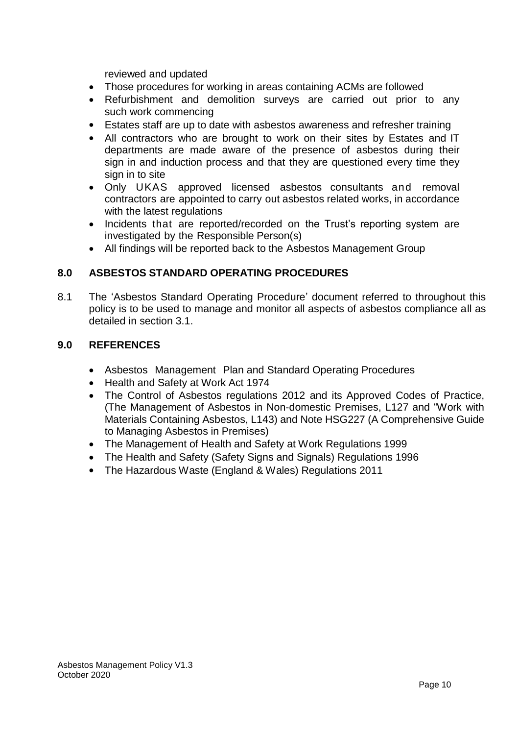reviewed and updated

- Those procedures for working in areas containing ACMs are followed
- Refurbishment and demolition surveys are carried out prior to any such work commencing
- Estates staff are up to date with asbestos awareness and refresher training
- All contractors who are brought to work on their sites by Estates and IT departments are made aware of the presence of asbestos during their sign in and induction process and that they are questioned every time they sign in to site
- Only UKAS approved licensed asbestos consultants and removal contractors are appointed to carry out asbestos related works, in accordance with the latest regulations
- Incidents that are reported/recorded on the Trust's reporting system are investigated by the Responsible Person(s)
- All findings will be reported back to the Asbestos Management Group

## 8.0 ASBESTOS STANDARD OPERATING PROCEDURES

8.1 The 'Asbestos Standard Operating Procedure' document referred to throughout this policy is to be used to manage and monitor all aspects of asbestos compliance all as detailed in section 3.1.

## 9.0 REFERENCES

- Asbestos Management Plan and Standard Operating Procedures
- Health and Safety at Work Act 1974
- The Control of Asbestos regulations 2012 and its Approved Codes of Practice, (The Management of Asbestos in Non-domestic Premises, L127 and "Work with Materials Containing Asbestos, L143) and Note HSG227 (A Comprehensive Guide to Managing Asbestos in Premises)
- The Management of Health and Safety at Work Regulations 1999
- The Health and Safety (Safety Signs and Signals) Regulations 1996
- The Hazardous Waste (England & Wales) Regulations 2011